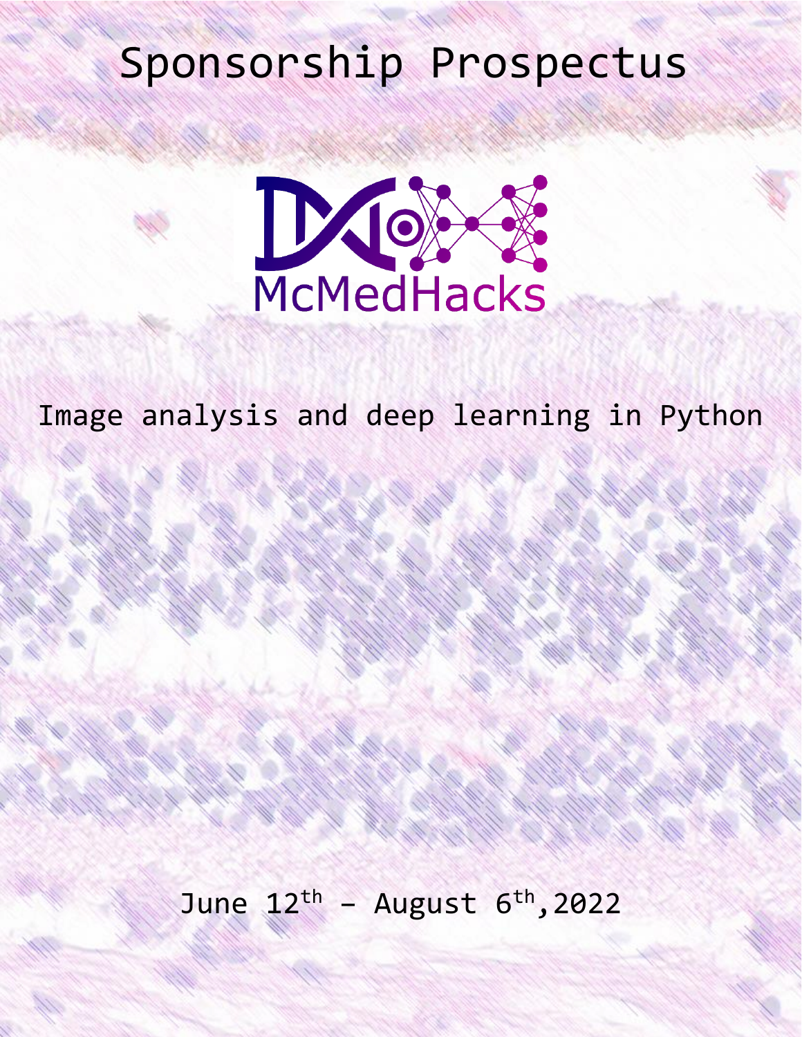# Sponsorship Prospectus

McMedHacks

## Image analysis and deep learning in Python

June 12th – August 6th, 2022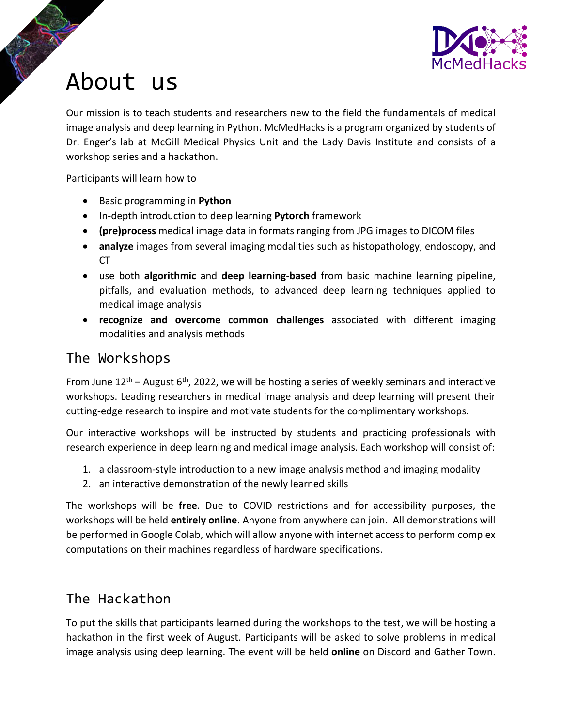# About us

Our mission is to teach students and researchers new to the field the fundamentals of medical image analysis and deep learning in Python. McMedHacks is a program organized by students of Dr. Enger's lab at McGill Medical Physics Unit and the Lady Davis Institute and consists of a workshop series and a hackathon.

Participants will learn how to

- Basic programming in **Python**
- In-depth introduction to deep learning **Pytorch** framework
- **(pre)process** medical image data in formats ranging from JPG images to DICOM files
- **analyze** images from several imaging modalities such as histopathology, endoscopy, and CT
- use both **algorithmic** and **deep learning-based** from basic machine learning pipeline, pitfalls, and evaluation methods, to advanced deep learning techniques applied to medical image analysis
- **recognize and overcome common challenges** associated with different imaging modalities and analysis methods

## The Workshops

From June 12th – August 6th, 2022, we will be hosting a series of weekly seminars and interactive workshops. Leading researchers in medical image analysis and deep learning will present their cutting-edge research to inspire and motivate students for the complimentary workshops.

Our interactive workshops will be instructed by students and practicing professionals with research experience in deep learning and medical image analysis. Each workshop will consist of:

1. a classroom-style introduction to a new image analysis method and imaging modality
2. an interactive demonstration of the newly learned skills

The workshops will be **free**. Due to COVID restrictions and for accessibility purposes, the workshops will be held **entirely online**. Anyone from anywhere can join. All demonstrations will be performed in Google Colab, which will allow anyone with internet access to perform complex computations on their machines regardless of hardware specifications.

## The Hackathon

To put the skills that participants learned during the workshops to the test, we will be hosting a hackathon in the first week of August. Participants will be asked to solve problems in medical image analysis using deep learning. The event will be held **online** on Discord and Gather Town.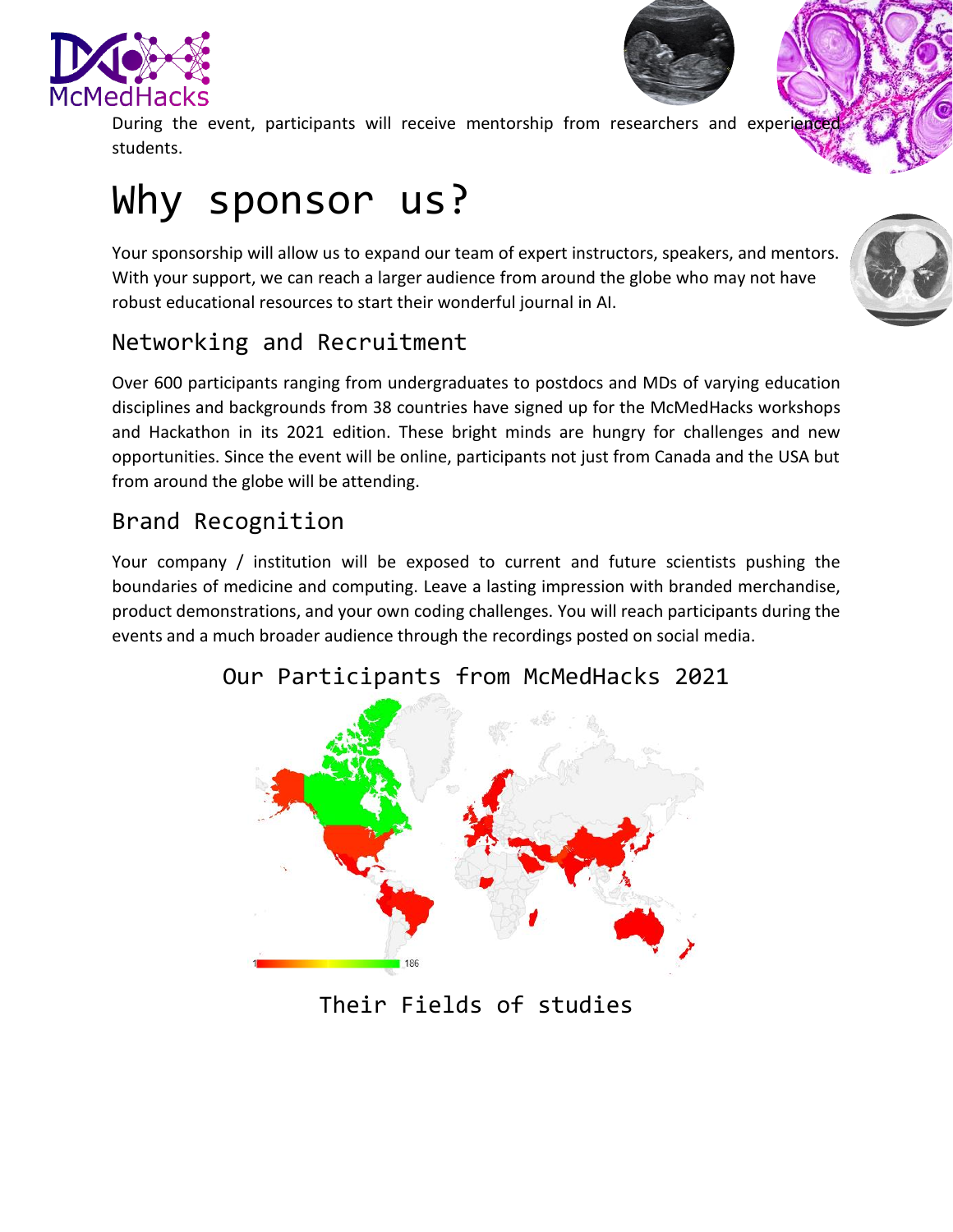During the event, participants will receive mentorship from researchers and experienced students.

# Why sponsor us?

Your sponsorship will allow us to expand our team of expert instructors, speakers, and mentors. With your support, we can reach a larger audience from around the globe who may not have robust educational resources to start their wonderful journal in AI.

## Networking and Recruitment

Over 600 participants ranging from undergraduates to postdocs and MDs of varying education disciplines and backgrounds from 38 countries have signed up for the McMedHacks workshops and Hackathon in its 2021 edition. These bright minds are hungry for challenges and new opportunities. Since the event will be online, participants not just from Canada and the USA but from around the globe will be attending.

## Brand Recognition

Your company / institution will be exposed to current and future scientists pushing the boundaries of medicine and computing. Leave a lasting impression with branded merchandise, product demonstrations, and your own coding challenges. You will reach participants during the events and a much broader audience through the recordings posted on social media.

Our Participants from McMedHacks 2021

Their Fields of studies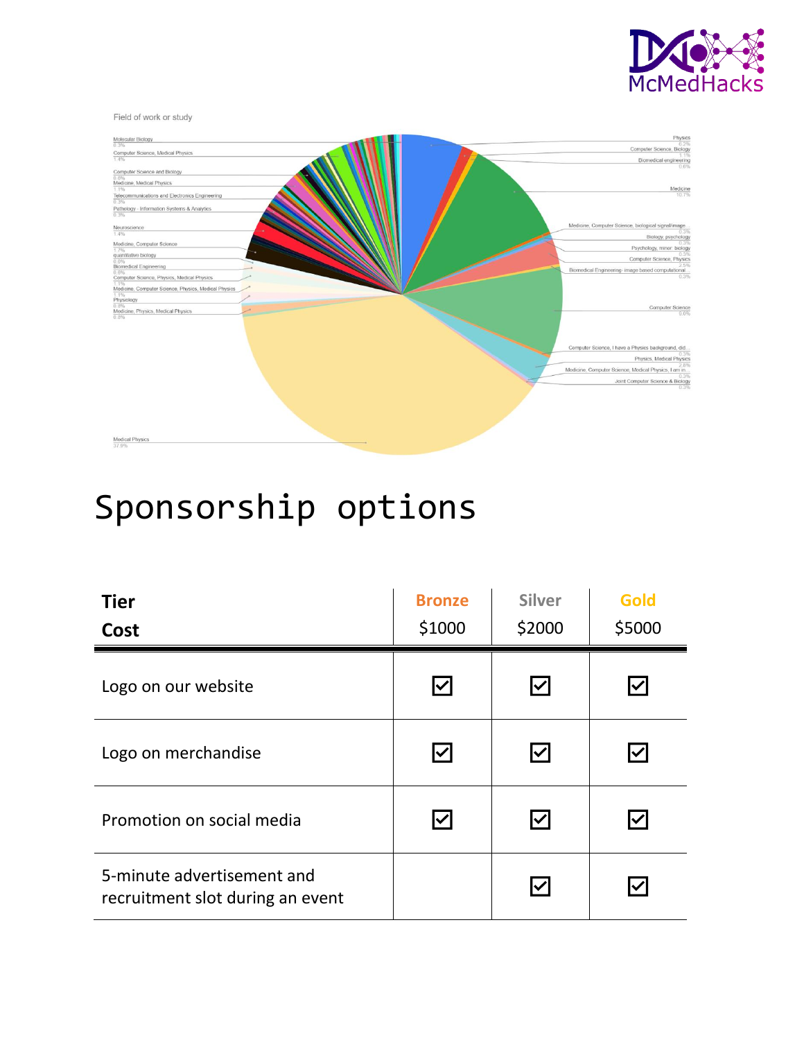Field of work or study

Molecular Biology 0.3%
Computer Science, Medical Physics 1.4%
Computer Science and Biology 0.6%
Medicine, Medical Physics 1.1%
Telecommunications and Electronics Engineering 0.3%
Pathology - Information Systems & Analytics 0.3%
Neuroscience 1.4%
Medicine, Computer Science 1.7%
quantitative biology 0.6%
Biomedical Engineering 0.8%
Computer Science, Physics, Medical Physics 1.1%
Medicine, Computer Science, Physics, Medical Physics 1.1%
Physiology 0.8%
Medicine, Physics, Medical Physics 0.8%
Medical Physics 37.9%
Physics 6.2%
Computer Science, Biology 1.1%
Biomedical engineering 0.6%
Medicine 10.7%
Medicine, Computer Science, biological signal/image... 0.3%
Biology, psychology 0.3%
Psychology, minor: biology 0.3%
Computer Science, Physics 2.5%
Biomedical Engineering - image based computational... 0.3%
Computer Science 9.0%
Computer Science, I have a Physics background, did... 0.3%
Physics, Medical Physics 2.8%
Medicine, Computer Science, Medical Physics, I am in... 0.3%
Joint Computer Science & Biology 0.3%

# Sponsorship options

| Tier<br>Cost | Bronze<br>$1000 | Silver<br>$2000 | Gold<br>$5000 |
|---|---|---|---|
| Logo on our website | ☑ | ☑ | ☑ |
| Logo on merchandise | ☑ | ☑ | ☑ |
| Promotion on social media | ☑ | ☑ | ☑ |
| 5-minute advertisement and recruitment slot during an event | | ☑ | ☑ |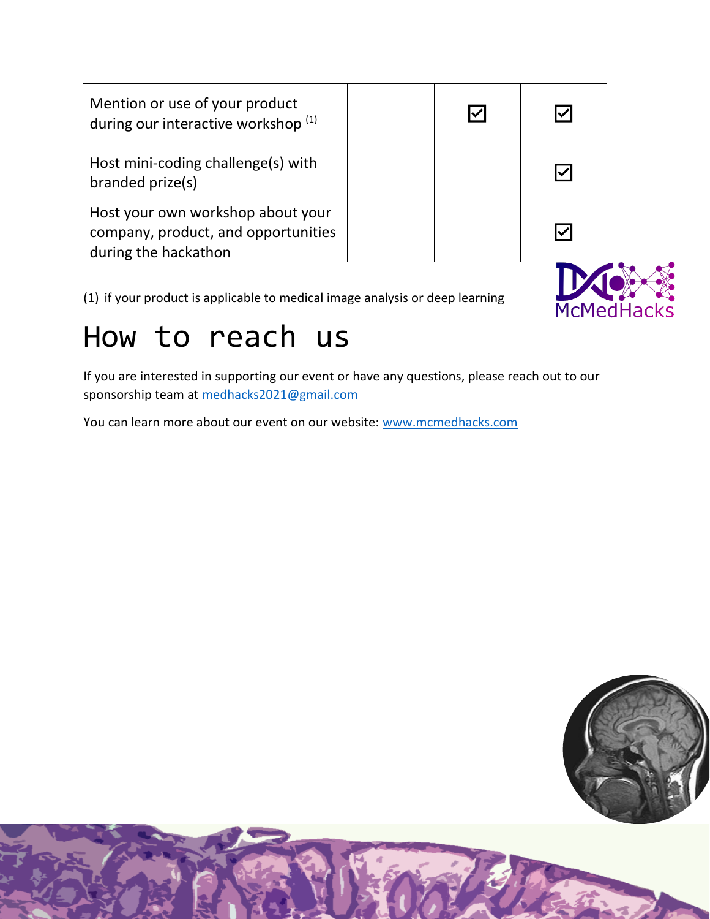| | | | |
|---|---|---|---|
| Mention or use of your product during our interactive workshop [1] | | ☑ | ☑ |
| Host mini-coding challenge(s) with branded prize(s) | | | ☑ |
| Host your own workshop about your company, product, and opportunities during the hackathon | | | ☑ |

(1) if your product is applicable to medical image analysis or deep learning

# How to reach us

If you are interested in supporting our event or have any questions, please reach out to our sponsorship team at medhacks2021@gmail.com

You can learn more about our event on our website: www.mcmedhacks.com